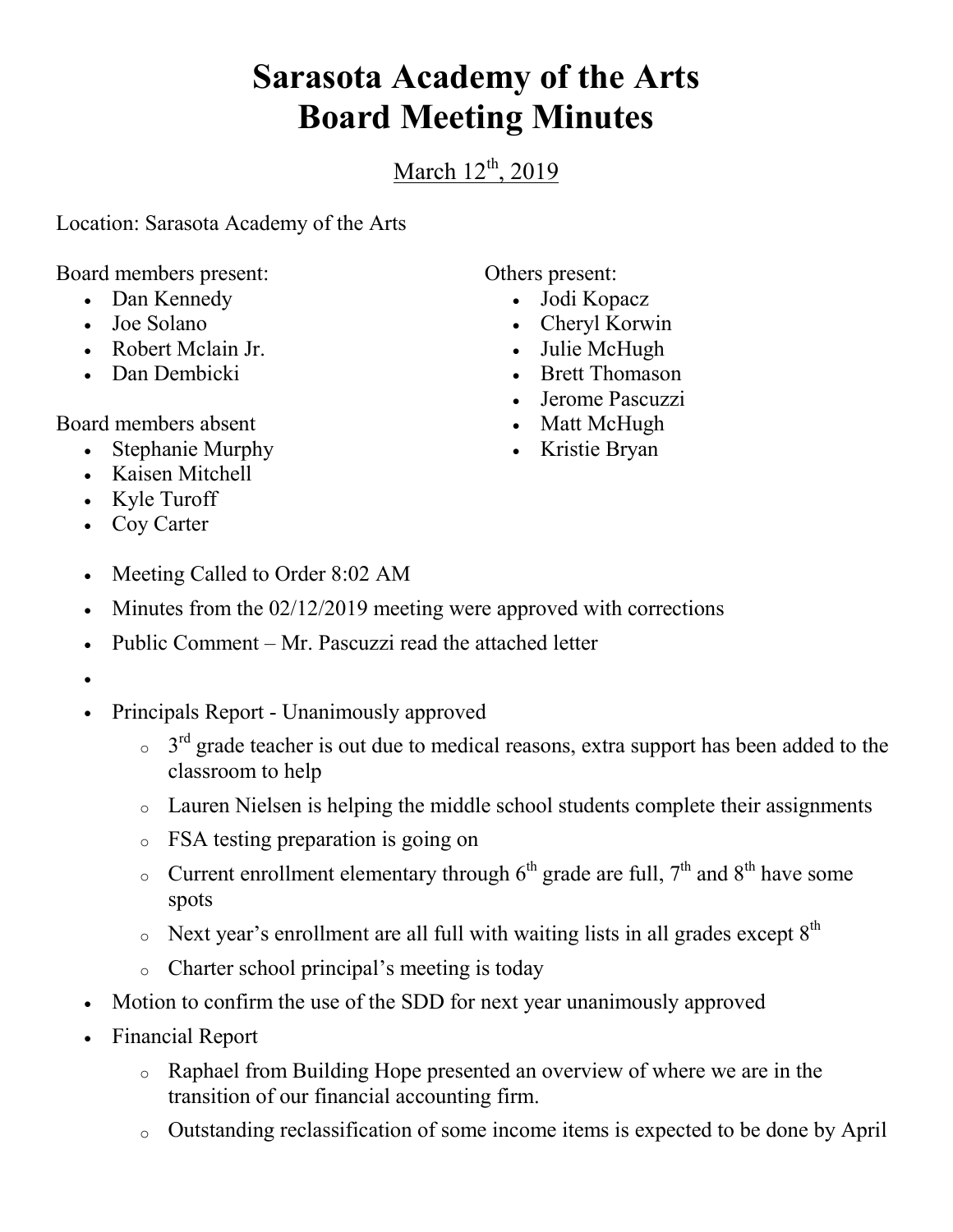# Sarasota Academy of the Arts
# Board Meeting Minutes

March 12th, 2019

Location: Sarasota Academy of the Arts

Board members present:

- Dan Kennedy
- Joe Solano
- Robert Mclain Jr.
- Dan Dembicki

Board members absent

- Stephanie Murphy
- Kaisen Mitchell
- Kyle Turoff
- Coy Carter

Others present:

- Jodi Kopacz
- Cheryl Korwin
- Julie McHugh
- Brett Thomason
- Jerome Pascuzzi
- Matt McHugh
- Kristie Bryan

- Meeting Called to Order 8:02 AM
- Minutes from the 02/12/2019 meeting were approved with corrections
- Public Comment – Mr. Pascuzzi read the attached letter
- 
- Principals Report - Unanimously approved
  - 3rd grade teacher is out due to medical reasons, extra support has been added to the classroom to help
  - Lauren Nielsen is helping the middle school students complete their assignments
  - FSA testing preparation is going on
  - Current enrollment elementary through 6th grade are full, 7th and 8th have some spots
  - Next year's enrollment are all full with waiting lists in all grades except 8th
  - Charter school principal's meeting is today
- Motion to confirm the use of the SDD for next year unanimously approved
- Financial Report
  - Raphael from Building Hope presented an overview of where we are in the transition of our financial accounting firm.
  - Outstanding reclassification of some income items is expected to be done by April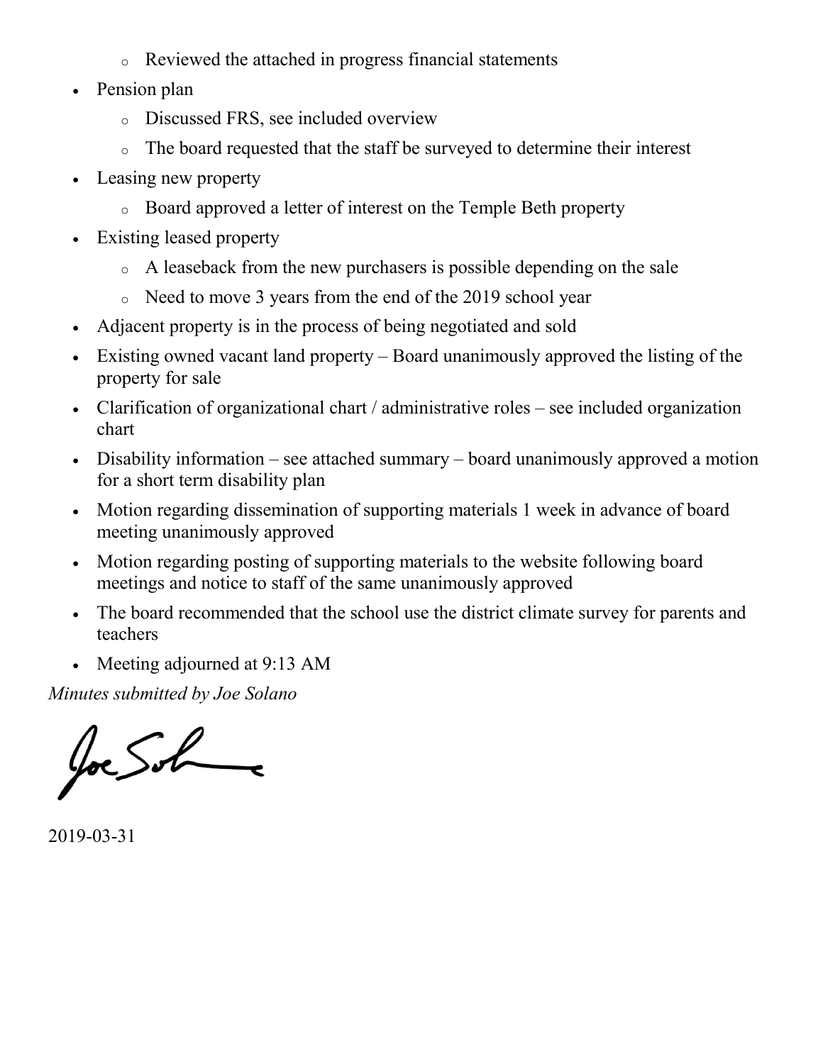- Reviewed the attached in progress financial statements
- Pension plan
  - Discussed FRS, see included overview
  - The board requested that the staff be surveyed to determine their interest
- Leasing new property
  - Board approved a letter of interest on the Temple Beth property
- Existing leased property
  - A leaseback from the new purchasers is possible depending on the sale
  - Need to move 3 years from the end of the 2019 school year
- Adjacent property is in the process of being negotiated and sold
- Existing owned vacant land property – Board unanimously approved the listing of the property for sale
- Clarification of organizational chart / administrative roles – see included organization chart
- Disability information – see attached summary – board unanimously approved a motion for a short term disability plan
- Motion regarding dissemination of supporting materials 1 week in advance of board meeting unanimously approved
- Motion regarding posting of supporting materials to the website following board meetings and notice to staff of the same unanimously approved
- The board recommended that the school use the district climate survey for parents and teachers
- Meeting adjourned at 9:13 AM

*Minutes submitted by Joe Solano*

2019-03-31